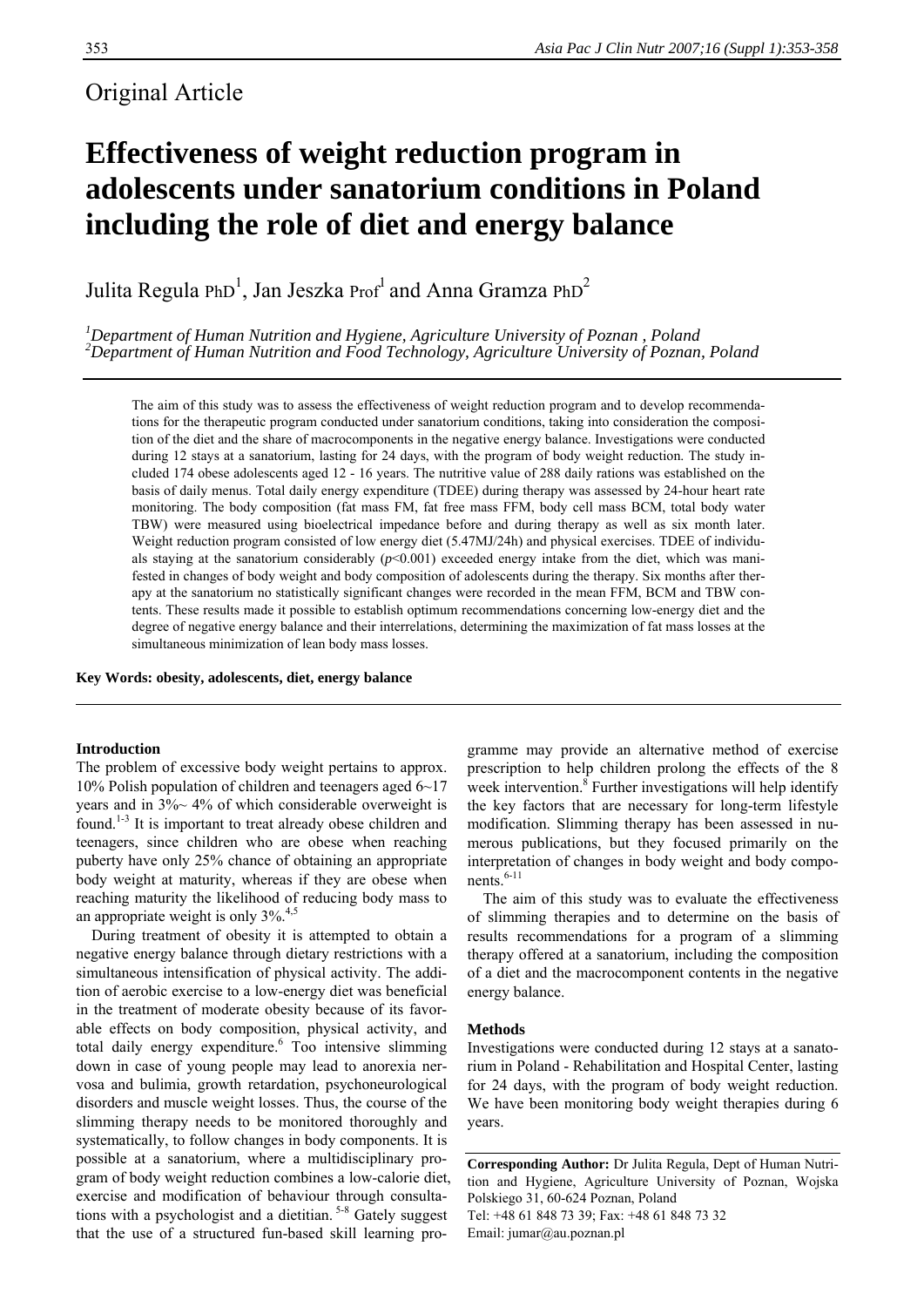Original Article

# Effectiveness of weight reduction program in adolescents under sanatorium conditions in Poland including the role of diet and energy balance

Julita Regula PhD[1], Jan Jeszka Prof[1] and Anna Gramza PhD[2]

[1]*Department of Human Nutrition and Hygiene, Agriculture University of Poznan , Poland*
[2]*Department of Human Nutrition and Food Technology, Agriculture University of Poznan, Poland*

The aim of this study was to assess the effectiveness of weight reduction program and to develop recommendations for the therapeutic program conducted under sanatorium conditions, taking into consideration the composition of the diet and the share of macrocomponents in the negative energy balance. Investigations were conducted during 12 stays at a sanatorium, lasting for 24 days, with the program of body weight reduction. The study included 174 obese adolescents aged 12 - 16 years. The nutritive value of 288 daily rations was established on the basis of daily menus. Total daily energy expenditure (TDEE) during therapy was assessed by 24-hour heart rate monitoring. The body composition (fat mass FM, fat free mass FFM, body cell mass BCM, total body water TBW) were measured using bioelectrical impedance before and during therapy as well as six month later. Weight reduction program consisted of low energy diet (5.47MJ/24h) and physical exercises. TDEE of individuals staying at the sanatorium considerably ($p<0.001$) exceeded energy intake from the diet, which was manifested in changes of body weight and body composition of adolescents during the therapy. Six months after therapy at the sanatorium no statistically significant changes were recorded in the mean FFM, BCM and TBW contents. These results made it possible to establish optimum recommendations concerning low-energy diet and the degree of negative energy balance and their interrelations, determining the maximization of fat mass losses at the simultaneous minimization of lean body mass losses.

**Key Words: obesity, adolescents, diet, energy balance**

## Introduction

The problem of excessive body weight pertains to approx. 10% Polish population of children and teenagers aged 6~17 years and in 3%~ 4% of which considerable overweight is found.[1-3] It is important to treat already obese children and teenagers, since children who are obese when reaching puberty have only 25% chance of obtaining an appropriate body weight at maturity, whereas if they are obese when reaching maturity the likelihood of reducing body mass to an appropriate weight is only 3%.[4,5]

During treatment of obesity it is attempted to obtain a negative energy balance through dietary restrictions with a simultaneous intensification of physical activity. The addition of aerobic exercise to a low-energy diet was beneficial in the treatment of moderate obesity because of its favorable effects on body composition, physical activity, and total daily energy expenditure.[6] Too intensive slimming down in case of young people may lead to anorexia nervosa and bulimia, growth retardation, psychoneurological disorders and muscle weight losses. Thus, the course of the slimming therapy needs to be monitored thoroughly and systematically, to follow changes in body components. It is possible at a sanatorium, where a multidisciplinary program of body weight reduction combines a low-calorie diet, exercise and modification of behaviour through consultations with a psychologist and a dietitian. [5-8] Gately suggest that the use of a structured fun-based skill learning programme may provide an alternative method of exercise prescription to help children prolong the effects of the 8 week intervention.[8] Further investigations will help identify the key factors that are necessary for long-term lifestyle modification. Slimming therapy has been assessed in numerous publications, but they focused primarily on the interpretation of changes in body weight and body components.[6-11]

The aim of this study was to evaluate the effectiveness of slimming therapies and to determine on the basis of results recommendations for a program of a slimming therapy offered at a sanatorium, including the composition of a diet and the macrocomponent contents in the negative energy balance.

## Methods

Investigations were conducted during 12 stays at a sanatorium in Poland - Rehabilitation and Hospital Center, lasting for 24 days, with the program of body weight reduction. We have been monitoring body weight therapies during 6 years.

**Corresponding Author:** Dr Julita Regula, Dept of Human Nutrition and Hygiene, Agriculture University of Poznan, Wojska Polskiego 31, 60-624 Poznan, Poland
Tel: +48 61 848 73 39; Fax: +48 61 848 73 32
Email: jumar@au.poznan.pl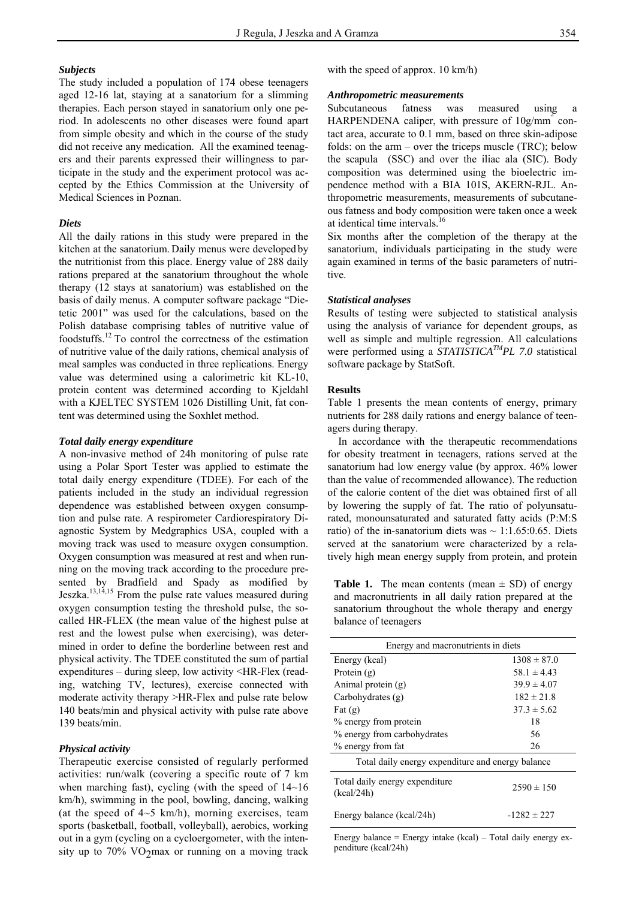### *Subjects*

The study included a population of 174 obese teenagers aged 12-16 lat, staying at a sanatorium for a slimming therapies. Each person stayed in sanatorium only one period. In adolescents no other diseases were found apart from simple obesity and which in the course of the study did not receive any medication. All the examined teenagers and their parents expressed their willingness to participate in the study and the experiment protocol was accepted by the Ethics Commission at the University of Medical Sciences in Poznan.

### *Diets*

All the daily rations in this study were prepared in the kitchen at the sanatorium. Daily menus were developed by the nutritionist from this place. Energy value of 288 daily rations prepared at the sanatorium throughout the whole therapy (12 stays at sanatorium) was established on the basis of daily menus. A computer software package "Dietetic 2001" was used for the calculations, based on the Polish database comprising tables of nutritive value of foodstuffs.[12] To control the correctness of the estimation of nutritive value of the daily rations, chemical analysis of meal samples was conducted in three replications. Energy value was determined using a calorimetric kit KL-10, protein content was determined according to Kjeldahl with a KJELTEC SYSTEM 1026 Distilling Unit, fat content was determined using the Soxhlet method.

### *Total daily energy expenditure*

A non-invasive method of 24h monitoring of pulse rate using a Polar Sport Tester was applied to estimate the total daily energy expenditure (TDEE). For each of the patients included in the study an individual regression dependence was established between oxygen consumption and pulse rate. A respirometer Cardiorespiratory Diagnostic System by Medgraphics USA, coupled with a moving track was used to measure oxygen consumption. Oxygen consumption was measured at rest and when running on the moving track according to the procedure presented by Bradfield and Spady as modified by Jeszka.[13,14,15] From the pulse rate values measured during oxygen consumption testing the threshold pulse, the so-called HR-FLEX (the mean value of the highest pulse at rest and the lowest pulse when exercising), was determined in order to define the borderline between rest and physical activity. The TDEE constituted the sum of partial expenditures – during sleep, low activity <HR-Flex (reading, watching TV, lectures), exercise connected with moderate activity therapy >HR-Flex and pulse rate below 140 beats/min and physical activity with pulse rate above 139 beats/min.

### *Physical activity*

Therapeutic exercise consisted of regularly performed activities: run/walk (covering a specific route of 7 km when marching fast), cycling (with the speed of 14~16 km/h), swimming in the pool, bowling, dancing, walking (at the speed of 4~5 km/h), morning exercises, team sports (basketball, football, volleyball), aerobics, working out in a gym (cycling on a cycloergometer, with the intensity up to 70% $VO_2$max or running on a moving track with the speed of approx. 10 km/h)

### *Anthropometric measurements*

Subcutaneous fatness was measured using a HARPENDENA caliper, with pressure of $10 g/mm^2$ contact area, accurate to 0.1 mm, based on three skin-adipose folds: on the arm – over the triceps muscle (TRC); below the scapula (SSC) and over the iliac ala (SIC). Body composition was determined using the bioelectric impendence method with a BIA 101S, AKERN-RJL. Anthropometric measurements, measurements of subcutaneous fatness and body composition were taken once a week at identical time intervals.[16]

Six months after the completion of the therapy at the sanatorium, individuals participating in the study were again examined in terms of the basic parameters of nutritive.

### *Statistical analyses*

Results of testing were subjected to statistical analysis using the analysis of variance for dependent groups, as well as simple and multiple regression. All calculations were performed using a *STATISTICA™PL 7.0* statistical software package by StatSoft.

## Results

Table 1 presents the mean contents of energy, primary nutrients for 288 daily rations and energy balance of teenagers during therapy.

In accordance with the therapeutic recommendations for obesity treatment in teenagers, rations served at the sanatorium had low energy value (by approx. 46% lower than the value of recommended allowance). The reduction of the calorie content of the diet was obtained first of all by lowering the supply of fat. The ratio of polyunsaturated, monounsaturated and saturated fatty acids (P:M:S ratio) of the in-sanatorium diets was ~ 1:1.65:0.65. Diets served at the sanatorium were characterized by a relatively high mean energy supply from protein, and protein

**Table 1.** The mean contents (mean ± SD) of energy and macronutrients in all daily ration prepared at the sanatorium throughout the whole therapy and energy balance of teenagers

| Energy and macronutrients in diets | |
|---|---|
| Energy (kcal) | 1308 ± 87.0 |
| Protein (g) | 58.1 ± 4.43 |
| Animal protein (g) | 39.9 ± 4.07 |
| Carbohydrates (g) | 182 ± 21.8 |
| Fat (g) | 37.3 ± 5.62 |
| % energy from protein | 18 |
| % energy from carbohydrates | 56 |
| % energy from fat | 26 |
| **Total daily energy expenditure and energy balance** | |
| Total daily energy expenditure (kcal/24h) | 2590 ± 150 |
| Energy balance (kcal/24h) | -1282 ± 227 |

Energy balance = Energy intake (kcal) – Total daily energy expenditure (kcal/24h)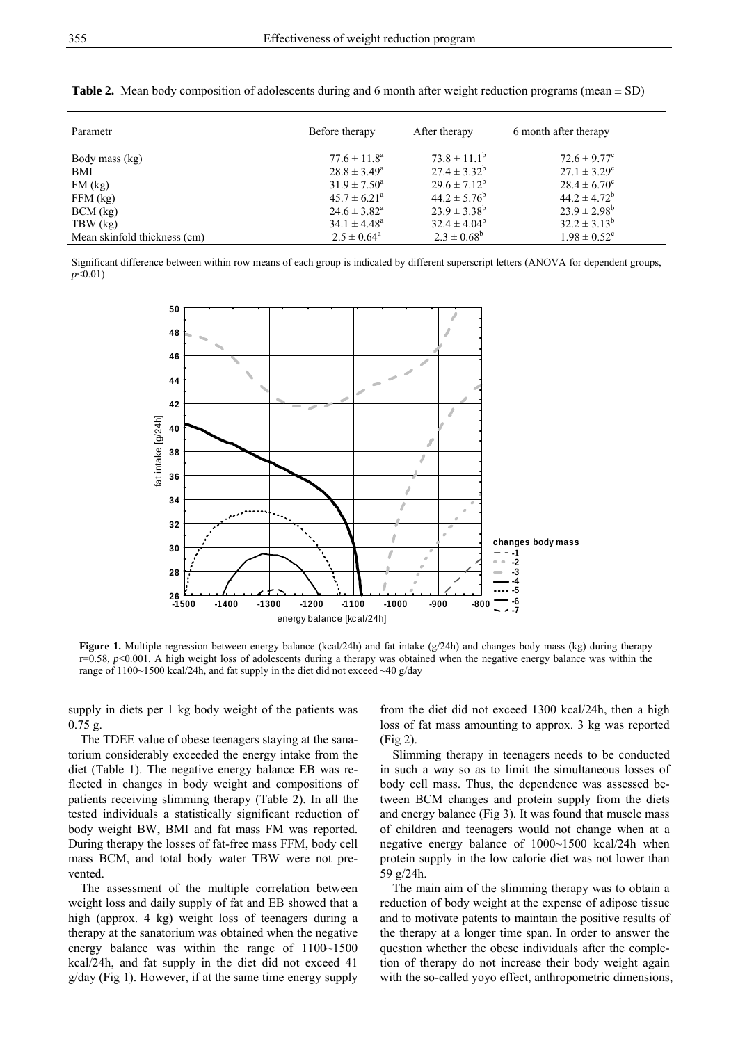**Table 2.** Mean body composition of adolescents during and 6 month after weight reduction programs (mean ± SD)

| Parametr | Before therapy | After therapy | 6 month after therapy |
|---|---|---|---|
| Body mass (kg) | $77.6 \pm 11.8^{a}$ | $73.8 \pm 11.1^{b}$ | $72.6 \pm 9.77^{c}$ |
| BMI | $28.8 \pm 3.49^{a}$ | $27.4 \pm 3.32^{b}$ | $27.1 \pm 3.29^{c}$ |
| FM (kg) | $31.9 \pm 7.50^{a}$ | $29.6 \pm 7.12^{b}$ | $28.4 \pm 6.70^{c}$ |
| FFM (kg) | $45.7 \pm 6.21^{a}$ | $44.2 \pm 5.76^{b}$ | $44.2 \pm 4.72^{b}$ |
| BCM (kg) | $24.6 \pm 3.82^{a}$ | $23.9 \pm 3.38^{b}$ | $23.9 \pm 2.98^{b}$ |
| TBW (kg) | $34.1 \pm 4.48^{a}$ | $32.4 \pm 4.04^{b}$ | $32.2 \pm 3.13^{b}$ |
| Mean skinfold thickness (cm) | $2.5 \pm 0.64^{a}$ | $2.3 \pm 0.68^{b}$ | $1.98 \pm 0.52^{c}$ |

Significant difference between within row means of each group is indicated by different superscript letters (ANOVA for dependent groups, $p<0.01$)

**Figure 1.** Multiple regression between energy balance (kcal/24h) and fat intake (g/24h) and changes body mass (kg) during therapy r=0.58, $p<0.001$. A high weight loss of adolescents during a therapy was obtained when the negative energy balance was within the range of 1100~1500 kcal/24h, and fat supply in the diet did not exceed ~40 g/day

supply in diets per 1 kg body weight of the patients was 0.75 g.

The TDEE value of obese teenagers staying at the sanatorium considerably exceeded the energy intake from the diet (Table 1). The negative energy balance EB was reflected in changes in body weight and compositions of patients receiving slimming therapy (Table 2). In all the tested individuals a statistically significant reduction of body weight BW, BMI and fat mass FM was reported. During therapy the losses of fat-free mass FFM, body cell mass BCM, and total body water TBW were not prevented.

The assessment of the multiple correlation between weight loss and daily supply of fat and EB showed that a high (approx. 4 kg) weight loss of teenagers during a therapy at the sanatorium was obtained when the negative energy balance was within the range of 1100~1500 kcal/24h, and fat supply in the diet did not exceed 41 g/day (Fig 1). However, if at the same time energy supply from the diet did not exceed 1300 kcal/24h, then a high loss of fat mass amounting to approx. 3 kg was reported (Fig 2).

Slimming therapy in teenagers needs to be conducted in such a way so as to limit the simultaneous losses of body cell mass. Thus, the dependence was assessed between BCM changes and protein supply from the diets and energy balance (Fig 3). It was found that muscle mass of children and teenagers would not change when at a negative energy balance of 1000~1500 kcal/24h when protein supply in the low calorie diet was not lower than 59 g/24h.

The main aim of the slimming therapy was to obtain a reduction of body weight at the expense of adipose tissue and to motivate patents to maintain the positive results of the therapy at a longer time span. In order to answer the question whether the obese individuals after the completion of therapy do not increase their body weight again with the so-called yoyo effect, anthropometric dimensions,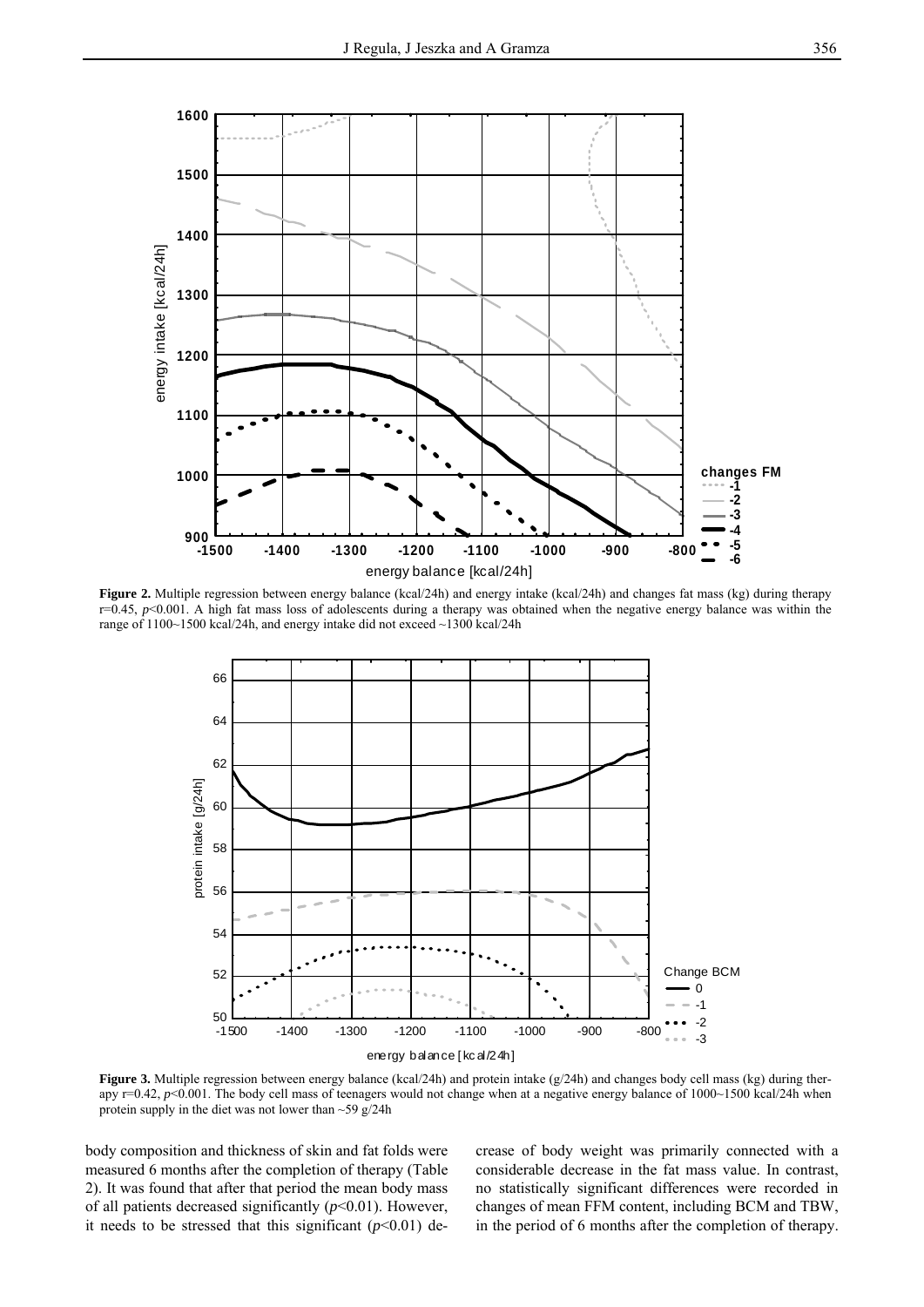**Figure 2.** Multiple regression between energy balance (kcal/24h) and energy intake (kcal/24h) and changes fat mass (kg) during therapy r=0.45, $p$<0.001. A high fat mass loss of adolescents during a therapy was obtained when the negative energy balance was within the range of 1100~1500 kcal/24h, and energy intake did not exceed ~1300 kcal/24h

**Figure 3.** Multiple regression between energy balance (kcal/24h) and protein intake (g/24h) and changes body cell mass (kg) during therapy r=0.42, $p$<0.001. The body cell mass of teenagers would not change when at a negative energy balance of 1000~1500 kcal/24h when protein supply in the diet was not lower than ~59 g/24h

body composition and thickness of skin and fat folds were measured 6 months after the completion of therapy (Table 2). It was found that after that period the mean body mass of all patients decreased significantly ($p$<0.01). However, it needs to be stressed that this significant ($p$<0.01) decrease of body weight was primarily connected with a considerable decrease in the fat mass value. In contrast, no statistically significant differences were recorded in changes of mean FFM content, including BCM and TBW, in the period of 6 months after the completion of therapy.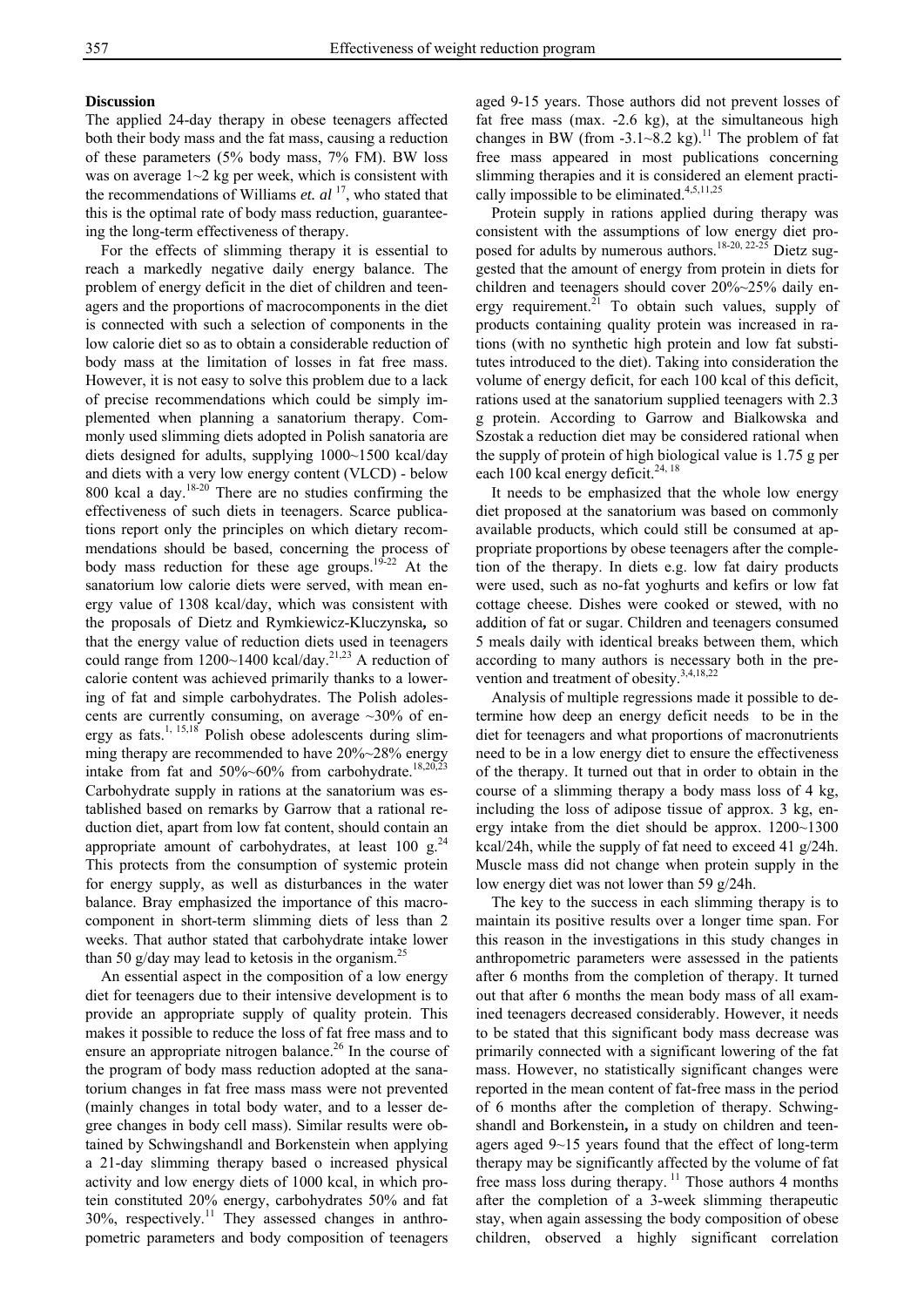## Discussion

The applied 24-day therapy in obese teenagers affected both their body mass and the fat mass, causing a reduction of these parameters (5% body mass, 7% FM). BW loss was on average 1~2 kg per week, which is consistent with the recommendations of Williams *et. al* [17], who stated that this is the optimal rate of body mass reduction, guaranteeing the long-term effectiveness of therapy.

For the effects of slimming therapy it is essential to reach a markedly negative daily energy balance. The problem of energy deficit in the diet of children and teenagers and the proportions of macrocomponents in the diet is connected with such a selection of components in the low calorie diet so as to obtain a considerable reduction of body mass at the limitation of losses in fat free mass. However, it is not easy to solve this problem due to a lack of precise recommendations which could be simply implemented when planning a sanatorium therapy. Commonly used slimming diets adopted in Polish sanatoria are diets designed for adults, supplying 1000~1500 kcal/day and diets with a very low energy content (VLCD) - below 800 kcal a day.[18-20] There are no studies confirming the effectiveness of such diets in teenagers. Scarce publications report only the principles on which dietary recommendations should be based, concerning the process of body mass reduction for these age groups.[19-22] At the sanatorium low calorie diets were served, with mean energy value of 1308 kcal/day, which was consistent with the proposals of Dietz and Rymkiewicz-Kluczynska**,** so that the energy value of reduction diets used in teenagers could range from 1200~1400 kcal/day.[21,23] A reduction of calorie content was achieved primarily thanks to a lowering of fat and simple carbohydrates. The Polish adolescents are currently consuming, on average ~30% of energy as fats.[1, 15,18] Polish obese adolescents during slimming therapy are recommended to have 20%~28% energy intake from fat and 50%~60% from carbohydrate.[18,20,23] Carbohydrate supply in rations at the sanatorium was established based on remarks by Garrow that a rational reduction diet, apart from low fat content, should contain an appropriate amount of carbohydrates, at least 100 g.[24] This protects from the consumption of systemic protein for energy supply, as well as disturbances in the water balance. Bray emphasized the importance of this macrocomponent in short-term slimming diets of less than 2 weeks. That author stated that carbohydrate intake lower than 50 g/day may lead to ketosis in the organism.[25]

An essential aspect in the composition of a low energy diet for teenagers due to their intensive development is to provide an appropriate supply of quality protein. This makes it possible to reduce the loss of fat free mass and to ensure an appropriate nitrogen balance.[26] In the course of the program of body mass reduction adopted at the sanatorium changes in fat free mass mass were not prevented (mainly changes in total body water, and to a lesser degree changes in body cell mass). Similar results were obtained by Schwingshandl and Borkenstein when applying a 21-day slimming therapy based o increased physical activity and low energy diets of 1000 kcal, in which protein constituted 20% energy, carbohydrates 50% and fat 30%, respectively.[11] They assessed changes in anthropometric parameters and body composition of teenagers aged 9-15 years. Those authors did not prevent losses of fat free mass (max. -2.6 kg), at the simultaneous high changes in BW (from -3.1~8.2 kg).[11] The problem of fat free mass appeared in most publications concerning slimming therapies and it is considered an element practically impossible to be eliminated.[4,5,11,25]

Protein supply in rations applied during therapy was consistent with the assumptions of low energy diet proposed for adults by numerous authors.[18-20, 22-25] Dietz suggested that the amount of energy from protein in diets for children and teenagers should cover 20%~25% daily energy requirement.[21] To obtain such values, supply of products containing quality protein was increased in rations (with no synthetic high protein and low fat substitutes introduced to the diet). Taking into consideration the volume of energy deficit, for each 100 kcal of this deficit, rations used at the sanatorium supplied teenagers with 2.3 g protein. According to Garrow and Bialkowska and Szostak a reduction diet may be considered rational when the supply of protein of high biological value is 1.75 g per each 100 kcal energy deficit.[24, 18]

It needs to be emphasized that the whole low energy diet proposed at the sanatorium was based on commonly available products, which could still be consumed at appropriate proportions by obese teenagers after the completion of the therapy. In diets e.g. low fat dairy products were used, such as no-fat yoghurts and kefirs or low fat cottage cheese. Dishes were cooked or stewed, with no addition of fat or sugar. Children and teenagers consumed 5 meals daily with identical breaks between them, which according to many authors is necessary both in the prevention and treatment of obesity.[3,4,18,22]

Analysis of multiple regressions made it possible to determine how deep an energy deficit needs to be in the diet for teenagers and what proportions of macronutrients need to be in a low energy diet to ensure the effectiveness of the therapy. It turned out that in order to obtain in the course of a slimming therapy a body mass loss of 4 kg, including the loss of adipose tissue of approx. 3 kg, energy intake from the diet should be approx. 1200~1300 kcal/24h, while the supply of fat need to exceed 41 g/24h. Muscle mass did not change when protein supply in the low energy diet was not lower than 59 g/24h.

The key to the success in each slimming therapy is to maintain its positive results over a longer time span. For this reason in the investigations in this study changes in anthropometric parameters were assessed in the patients after 6 months from the completion of therapy. It turned out that after 6 months the mean body mass of all examined teenagers decreased considerably. However, it needs to be stated that this significant body mass decrease was primarily connected with a significant lowering of the fat mass. However, no statistically significant changes were reported in the mean content of fat-free mass in the period of 6 months after the completion of therapy. Schwingshandl and Borkenstein**,** in a study on children and teenagers aged 9~15 years found that the effect of long-term therapy may be significantly affected by the volume of fat free mass loss during therapy.[11] Those authors 4 months after the completion of a 3-week slimming therapeutic stay, when again assessing the body composition of obese children, observed a highly significant correlation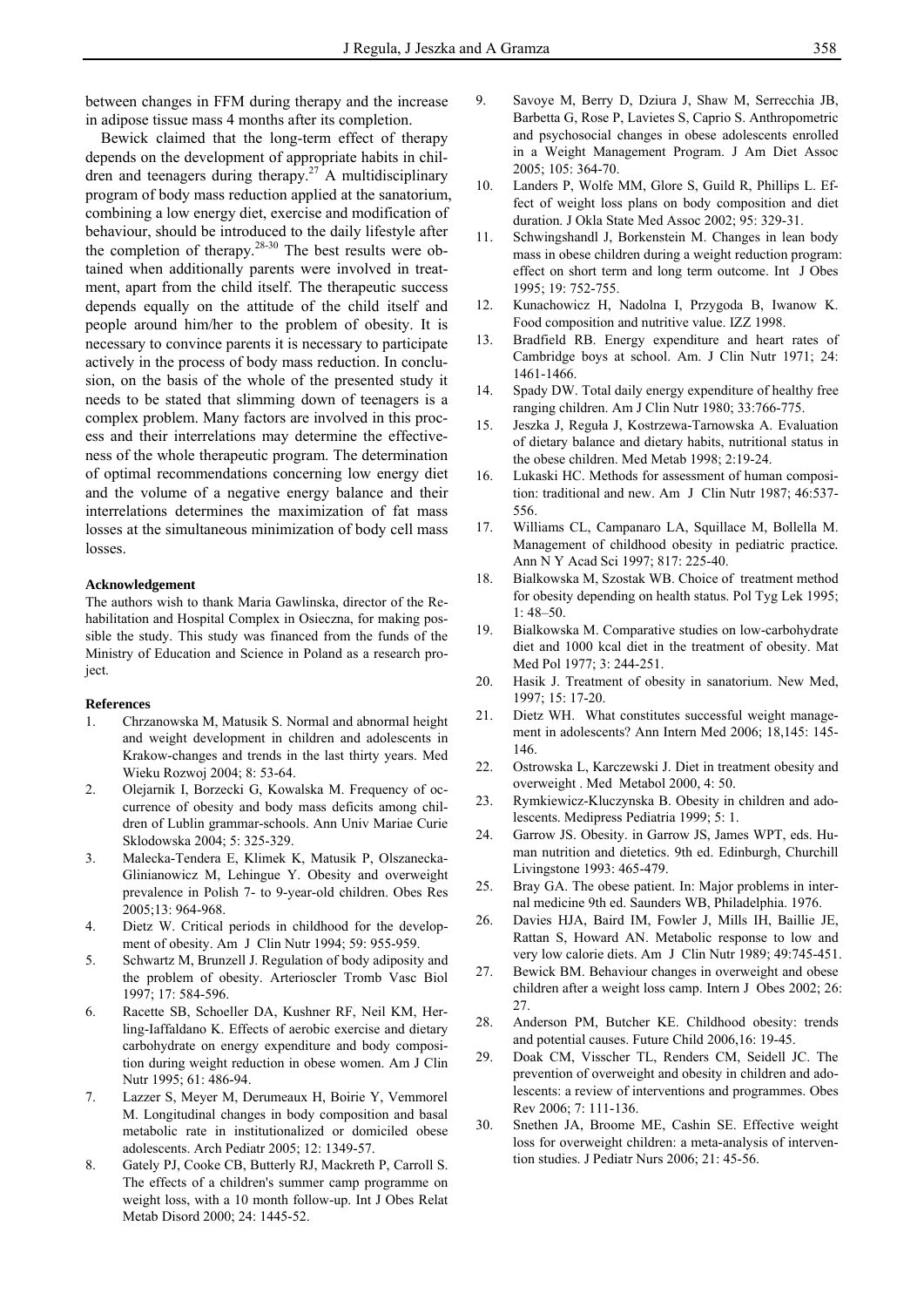between changes in FFM during therapy and the increase in adipose tissue mass 4 months after its completion.

Bewick claimed that the long-term effect of therapy depends on the development of appropriate habits in children and teenagers during therapy.[27] A multidisciplinary program of body mass reduction applied at the sanatorium, combining a low energy diet, exercise and modification of behaviour, should be introduced to the daily lifestyle after the completion of therapy.[28-30] The best results were obtained when additionally parents were involved in treatment, apart from the child itself. The therapeutic success depends equally on the attitude of the child itself and people around him/her to the problem of obesity. It is necessary to convince parents it is necessary to participate actively in the process of body mass reduction. In conclusion, on the basis of the whole of the presented study it needs to be stated that slimming down of teenagers is a complex problem. Many factors are involved in this process and their interrelations may determine the effectiveness of the whole therapeutic program. The determination of optimal recommendations concerning low energy diet and the volume of a negative energy balance and their interrelations determines the maximization of fat mass losses at the simultaneous minimization of body cell mass losses.

**Acknowledgement**

The authors wish to thank Maria Gawlinska, director of the Rehabilitation and Hospital Complex in Osieczna, for making possible the study. This study was financed from the funds of the Ministry of Education and Science in Poland as a research project.

**References**

1. Chrzanowska M, Matusik S. Normal and abnormal height and weight development in children and adolescents in Krakow-changes and trends in the last thirty years. Med Wieku Rozwoj 2004; 8: 53-64.
2. Olejarnik I, Borzecki G, Kowalska M. Frequency of occurrence of obesity and body mass deficits among children of Lublin grammar-schools. Ann Univ Mariae Curie Sklodowska 2004; 5: 325-329.
3. Malecka-Tendera E, Klimek K, Matusik P, Olszanecka-Glinianowicz M, Lehingue Y. Obesity and overweight prevalence in Polish 7- to 9-year-old children. Obes Res 2005;13: 964-968.
4. Dietz W. Critical periods in childhood for the development of obesity. Am J Clin Nutr 1994; 59: 955-959.
5. Schwartz M, Brunzell J. Regulation of body adiposity and the problem of obesity. Arterioscler Tromb Vasc Biol 1997; 17: 584-596.
6. Racette SB, Schoeller DA, Kushner RF, Neil KM, Herling-Iaffaldano K. Effects of aerobic exercise and dietary carbohydrate on energy expenditure and body composition during weight reduction in obese women. Am J Clin Nutr 1995; 61: 486-94.
7. Lazzer S, Meyer M, Derumeaux H, Boirie Y, Vemmorel M. Longitudinal changes in body composition and basal metabolic rate in institutionalized or domiciled obese adolescents. Arch Pediatr 2005; 12: 1349-57.
8. Gately PJ, Cooke CB, Butterly RJ, Mackreth P, Carroll S. The effects of a children's summer camp programme on weight loss, with a 10 month follow-up. Int J Obes Relat Metab Disord 2000; 24: 1445-52.
9. Savoye M, Berry D, Dziura J, Shaw M, Serrecchia JB, Barbetta G, Rose P, Lavietes S, Caprio S. Anthropometric and psychosocial changes in obese adolescents enrolled in a Weight Management Program. J Am Diet Assoc 2005; 105: 364-70.
10. Landers P, Wolfe MM, Glore S, Guild R, Phillips L. Effect of weight loss plans on body composition and diet duration. J Okla State Med Assoc 2002; 95: 329-31.
11. Schwingshandl J, Borkenstein M. Changes in lean body mass in obese children during a weight reduction program: effect on short term and long term outcome. Int J Obes 1995; 19: 752-755.
12. Kunachowicz H, Nadolna I, Przygoda B, Iwanow K. Food composition and nutritive value. IZZ 1998.
13. Bradfield RB. Energy expenditure and heart rates of Cambridge boys at school. Am. J Clin Nutr 1971; 24: 1461-1466.
14. Spady DW. Total daily energy expenditure of healthy free ranging children. Am J Clin Nutr 1980; 33:766-775.
15. Jeszka J, Reguła J, Kostrzewa-Tarnowska A. Evaluation of dietary balance and dietary habits, nutritional status in the obese children. Med Metab 1998; 2:19-24.
16. Lukaski HC. Methods for assessment of human composition: traditional and new. Am J Clin Nutr 1987; 46:537-556.
17. Williams CL, Campanaro LA, Squillace M, Bollella M. Management of childhood obesity in pediatric practice. Ann N Y Acad Sci 1997; 817: 225-40.
18. Bialkowska M, Szostak WB. Choice of treatment method for obesity depending on health status. Pol Tyg Lek 1995; 1: 48–50.
19. Bialkowska M. Comparative studies on low-carbohydrate diet and 1000 kcal diet in the treatment of obesity. Mat Med Pol 1977; 3: 244-251.
20. Hasik J. Treatment of obesity in sanatorium. New Med, 1997; 15: 17-20.
21. Dietz WH. What constitutes successful weight management in adolescents? Ann Intern Med 2006; 18,145: 145-146.
22. Ostrowska L, Karczewski J. Diet in treatment obesity and overweight . Med Metabol 2000, 4: 50.
23. Rymkiewicz-Kluczynska B. Obesity in children and adolescents. Medipress Pediatria 1999; 5: 1.
24. Garrow JS. Obesity. in Garrow JS, James WPT, eds. Human nutrition and dietetics. 9th ed. Edinburgh, Churchill Livingstone 1993: 465-479.
25. Bray GA. The obese patient. In: Major problems in internal medicine 9th ed. Saunders WB, Philadelphia. 1976.
26. Davies HJA, Baird IM, Fowler J, Mills IH, Baillie JE, Rattan S, Howard AN. Metabolic response to low and very low calorie diets. Am J Clin Nutr 1989; 49:745-451.
27. Bewick BM. Behaviour changes in overweight and obese children after a weight loss camp. Intern J Obes 2002; 26: 27.
28. Anderson PM, Butcher KE. Childhood obesity: trends and potential causes. Future Child 2006,16: 19-45.
29. Doak CM, Visscher TL, Renders CM, Seidell JC. The prevention of overweight and obesity in children and adolescents: a review of interventions and programmes. Obes Rev 2006; 7: 111-136.
30. Snethen JA, Broome ME, Cashin SE. Effective weight loss for overweight children: a meta-analysis of intervention studies. J Pediatr Nurs 2006; 21: 45-56.